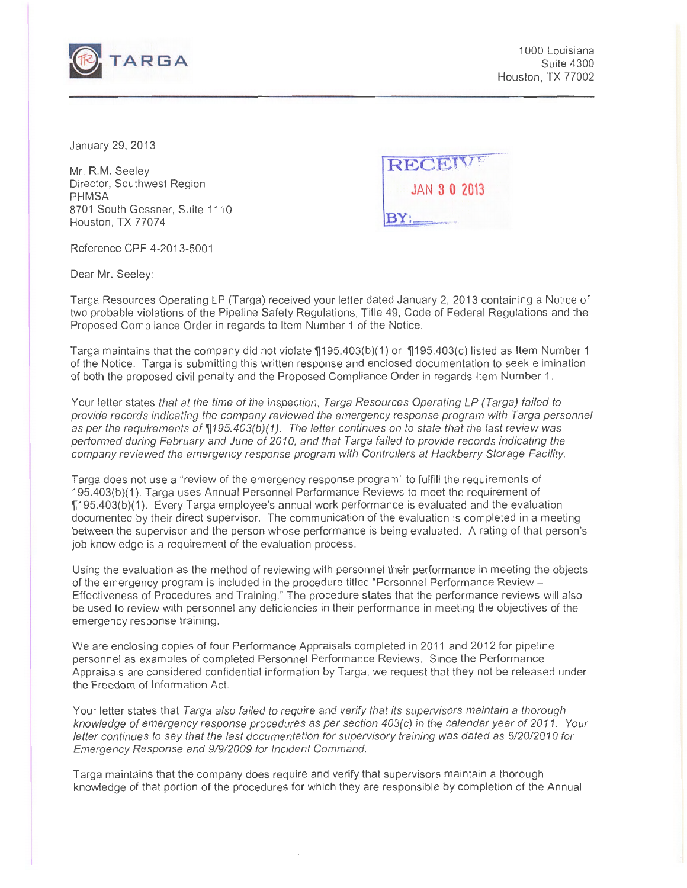TARGA

1000 Louisiana
Suite 4300
Houston, TX 77002

January 29, 2013

RECEIVED
JAN 3 0 2013
BY:

Mr. R.M. Seeley
Director, Southwest Region
PHMSA
8701 South Gessner, Suite 1110
Houston, TX 77074

Reference CPF 4-2013-5001

Dear Mr. Seeley:

Targa Resources Operating LP (Targa) received your letter dated January 2, 2013 containing a Notice of two probable violations of the Pipeline Safety Regulations, Title 49, Code of Federal Regulations and the Proposed Compliance Order in regards to Item Number 1 of the Notice.

Targa maintains that the company did not violate ¶195.403(b)(1) or ¶195.403(c) listed as Item Number 1 of the Notice. Targa is submitting this written response and enclosed documentation to seek elimination of both the proposed civil penalty and the Proposed Compliance Order in regards Item Number 1.

Your letter states *that at the time of the inspection, Targa Resources Operating LP (Targa) failed to provide records indicating the company reviewed the emergency response program with Targa personnel as per the requirements of ¶195.403(b)(1). The letter continues on to state that the last review was performed during February and June of 2010, and that Targa failed to provide records indicating the company reviewed the emergency response program with Controllers at Hackberry Storage Facility.*

Targa does not use a "review of the emergency response program" to fulfill the requirements of 195.403(b)(1). Targa uses Annual Personnel Performance Reviews to meet the requirement of ¶195.403(b)(1). Every Targa employee's annual work performance is evaluated and the evaluation documented by their direct supervisor. The communication of the evaluation is completed in a meeting between the supervisor and the person whose performance is being evaluated. A rating of that person's job knowledge is a requirement of the evaluation process.

Using the evaluation as the method of reviewing with personnel their performance in meeting the objects of the emergency program is included in the procedure titled "Personnel Performance Review – Effectiveness of Procedures and Training." The procedure states that the performance reviews will also be used to review with personnel any deficiencies in their performance in meeting the objectives of the emergency response training.

We are enclosing copies of four Performance Appraisals completed in 2011 and 2012 for pipeline personnel as examples of completed Personnel Performance Reviews. Since the Performance Appraisals are considered confidential information by Targa, we request that they not be released under the Freedom of Information Act.

Your letter states that *Targa also failed to require and verify that its supervisors maintain a thorough knowledge of emergency response procedures as per section 403(c) in the calendar year of 2011. Your letter continues to say that the last documentation for supervisory training was dated as 6/20/2010 for Emergency Response and 9/9/2009 for Incident Command.*

Targa maintains that the company does require and verify that supervisors maintain a thorough knowledge of that portion of the procedures for which they are responsible by completion of the Annual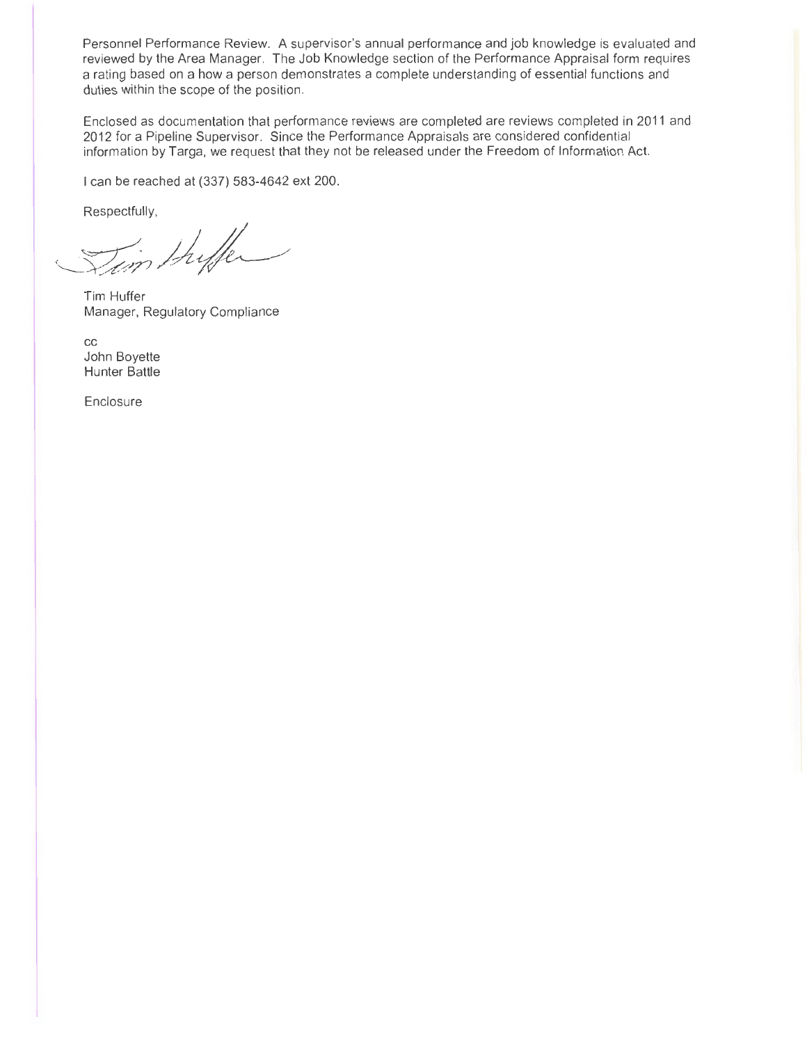Personnel Performance Review. A supervisor's annual performance and job knowledge is evaluated and reviewed by the Area Manager. The Job Knowledge section of the Performance Appraisal form requires a rating based on a how a person demonstrates a complete understanding of essential functions and duties within the scope of the position.

Enclosed as documentation that performance reviews are completed are reviews completed in 2011 and 2012 for a Pipeline Supervisor. Since the Performance Appraisals are considered confidential information by Targa, we request that they not be released under the Freedom of Information Act.

I can be reached at (337) 583-4642 ext 200.

Respectfully,

Tim Huffer

Tim Huffer
Manager, Regulatory Compliance

cc
John Boyette
Hunter Battle

Enclosure